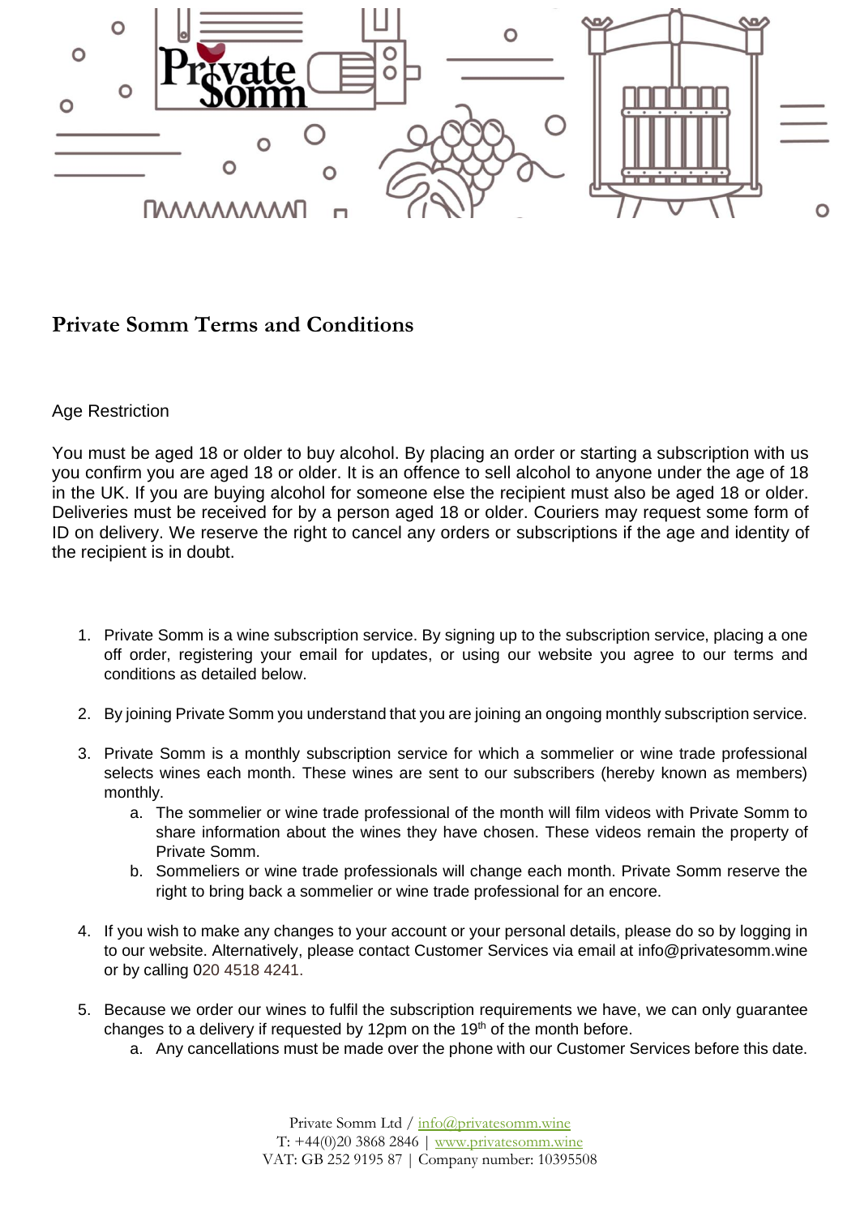# Private Somm Terms and Conditions

Age Restriction

You must be aged 18 or older to buy alcohol. By placing an order or starting a subscription with us you confirm you are aged 18 or older. It is an offence to sell alcohol to anyone under the age of 18 in the UK. If you are buying alcohol for someone else the recipient must also be aged 18 or older. Deliveries must be received for by a person aged 18 or older. Couriers may request some form of ID on delivery. We reserve the right to cancel any orders or subscriptions if the age and identity of the recipient is in doubt.

1. Private Somm is a wine subscription service. By signing up to the subscription service, placing a one off order, registering your email for updates, or using our website you agree to our terms and conditions as detailed below.

2. By joining Private Somm you understand that you are joining an ongoing monthly subscription service.

3. Private Somm is a monthly subscription service for which a sommelier or wine trade professional selects wines each month. These wines are sent to our subscribers (hereby known as members) monthly.
   a. The sommelier or wine trade professional of the month will film videos with Private Somm to share information about the wines they have chosen. These videos remain the property of Private Somm.
   b. Sommeliers or wine trade professionals will change each month. Private Somm reserve the right to bring back a sommelier or wine trade professional for an encore.

4. If you wish to make any changes to your account or your personal details, please do so by logging in to our website. Alternatively, please contact Customer Services via email at info@privatesomm.wine or by calling 020 4518 4241.

5. Because we order our wines to fulfil the subscription requirements we have, we can only guarantee changes to a delivery if requested by 12pm on the 19th of the month before.
   a. Any cancellations must be made over the phone with our Customer Services before this date.

Private Somm Ltd / info@privatesomm.wine
T: +44(0)20 3868 2846 | www.privatesomm.wine
VAT: GB 252 9195 87 | Company number: 10395508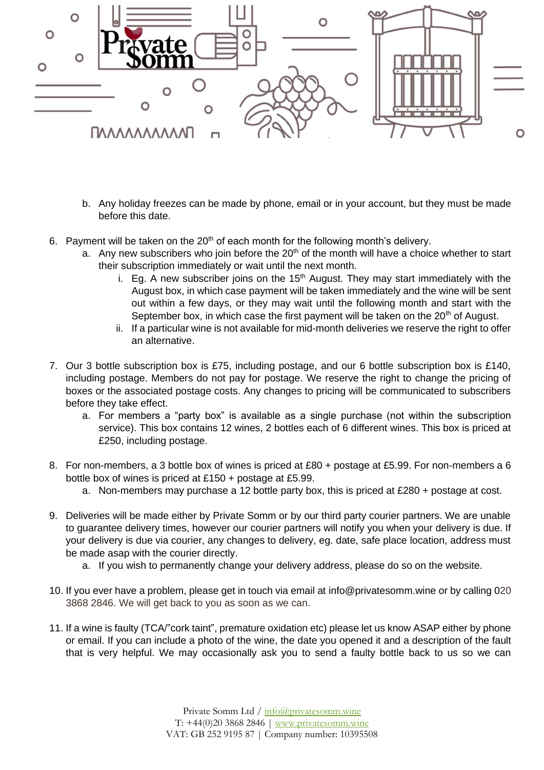b. Any holiday freezes can be made by phone, email or in your account, but they must be made before this date.

6. Payment will be taken on the 20th of each month for the following month's delivery.
   a. Any new subscribers who join before the 20th of the month will have a choice whether to start their subscription immediately or wait until the next month.
      i. Eg. A new subscriber joins on the 15th August. They may start immediately with the August box, in which case payment will be taken immediately and the wine will be sent out within a few days, or they may wait until the following month and start with the September box, in which case the first payment will be taken on the 20th of August.
      ii. If a particular wine is not available for mid-month deliveries we reserve the right to offer an alternative.

7. Our 3 bottle subscription box is £75, including postage, and our 6 bottle subscription box is £140, including postage. Members do not pay for postage. We reserve the right to change the pricing of boxes or the associated postage costs. Any changes to pricing will be communicated to subscribers before they take effect.
   a. For members a "party box" is available as a single purchase (not within the subscription service). This box contains 12 wines, 2 bottles each of 6 different wines. This box is priced at £250, including postage.

8. For non-members, a 3 bottle box of wines is priced at £80 + postage at £5.99. For non-members a 6 bottle box of wines is priced at £150 + postage at £5.99.
   a. Non-members may purchase a 12 bottle party box, this is priced at £280 + postage at cost.

9. Deliveries will be made either by Private Somm or by our third party courier partners. We are unable to guarantee delivery times, however our courier partners will notify you when your delivery is due. If your delivery is due via courier, any changes to delivery, eg. date, safe place location, address must be made asap with the courier directly.
   a. If you wish to permanently change your delivery address, please do so on the website.

10. If you ever have a problem, please get in touch via email at info@privatesomm.wine or by calling 020 3868 2846. We will get back to you as soon as we can.

11. If a wine is faulty (TCA/"cork taint", premature oxidation etc) please let us know ASAP either by phone or email. If you can include a photo of the wine, the date you opened it and a description of the fault that is very helpful. We may occasionally ask you to send a faulty bottle back to us so we can

Private Somm Ltd / info@privatesomm.wine
T: +44(0)20 3868 2846 | www.privatesomm.wine
VAT: GB 252 9195 87 | Company number: 10395508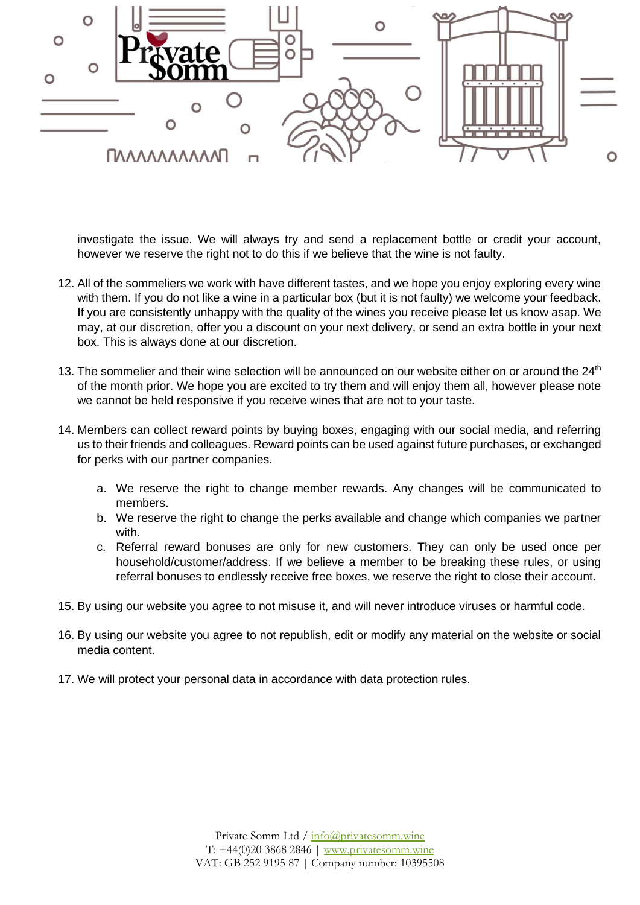investigate the issue. We will always try and send a replacement bottle or credit your account, however we reserve the right not to do this if we believe that the wine is not faulty.

12. All of the sommeliers we work with have different tastes, and we hope you enjoy exploring every wine with them. If you do not like a wine in a particular box (but it is not faulty) we welcome your feedback. If you are consistently unhappy with the quality of the wines you receive please let us know asap. We may, at our discretion, offer you a discount on your next delivery, or send an extra bottle in your next box. This is always done at our discretion.

13. The sommelier and their wine selection will be announced on our website either on or around the 24th of the month prior. We hope you are excited to try them and will enjoy them all, however please note we cannot be held responsive if you receive wines that are not to your taste.

14. Members can collect reward points by buying boxes, engaging with our social media, and referring us to their friends and colleagues. Reward points can be used against future purchases, or exchanged for perks with our partner companies.

    a. We reserve the right to change member rewards. Any changes will be communicated to members.
    b. We reserve the right to change the perks available and change which companies we partner with.
    c. Referral reward bonuses are only for new customers. They can only be used once per household/customer/address. If we believe a member to be breaking these rules, or using referral bonuses to endlessly receive free boxes, we reserve the right to close their account.

15. By using our website you agree to not misuse it, and will never introduce viruses or harmful code.

16. By using our website you agree to not republish, edit or modify any material on the website or social media content.

17. We will protect your personal data in accordance with data protection rules.